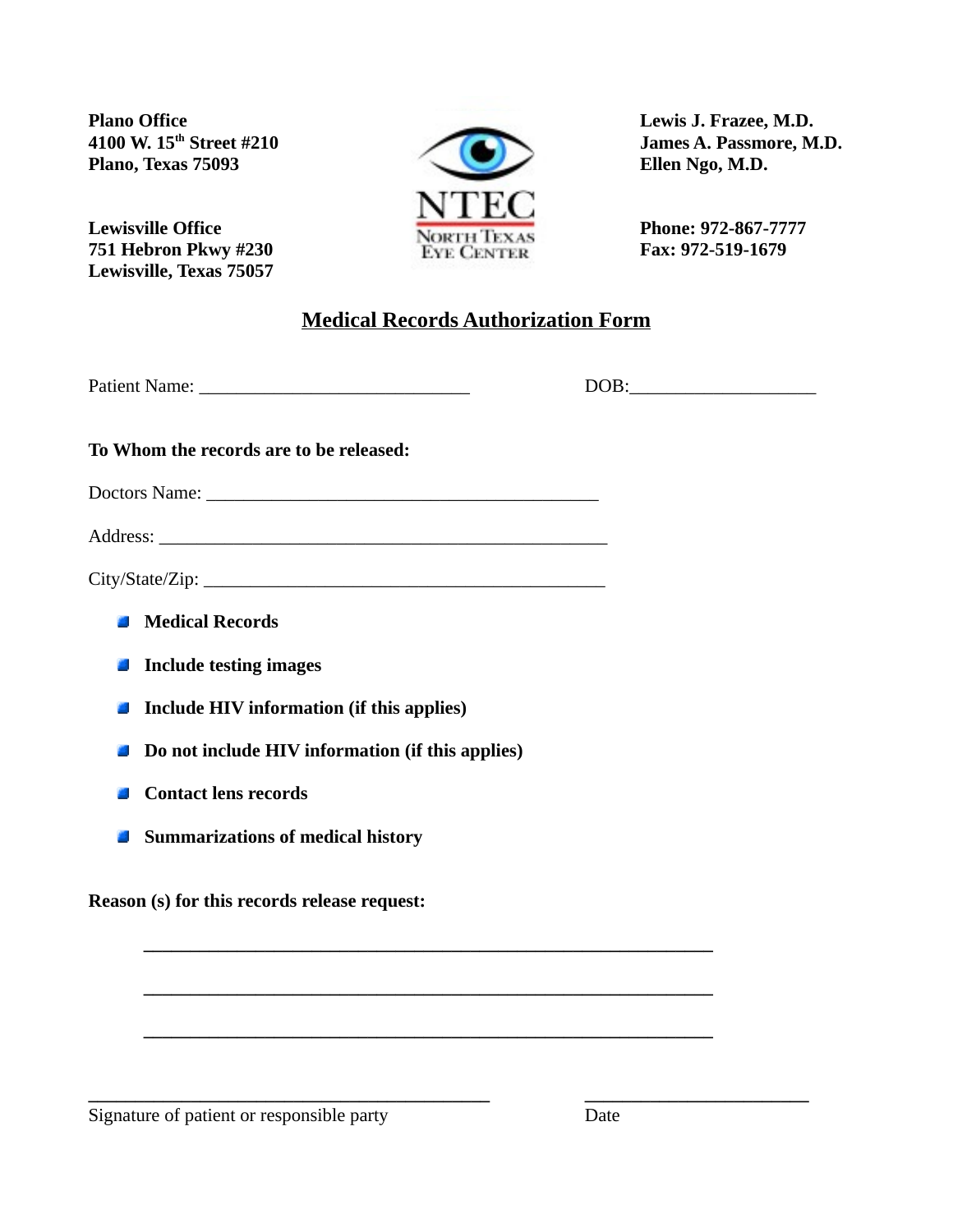**Plano Office**
**4100 W. 15th Street #210**
**Plano, Texas 75093**

**Lewisville Office**
**751 Hebron Pkwy #230**
**Lewisville, Texas 75057**

NTEC
NORTH TEXAS
EYE CENTER

**Lewis J. Frazee, M.D.**
**James A. Passmore, M.D.**
**Ellen Ngo, M.D.**

**Phone: 972-867-7777**
**Fax: 972-519-1679**

## Medical Records Authorization Form

Patient Name: _____________________________ DOB:____________________

**To Whom the records are to be released:**

Doctors Name: ___________________________________________

Address: _________________________________________________

City/State/Zip: ____________________________________________

- **Medical Records**
- **Include testing images**
- **Include HIV information (if this applies)**
- **Do not include HIV information (if this applies)**
- **Contact lens records**
- **Summarizations of medical history**

**Reason (s) for this records release request:**

______________________________________________________________

______________________________________________________________

______________________________________________________________

____________________________________________ ________________________
Signature of patient or responsible party Date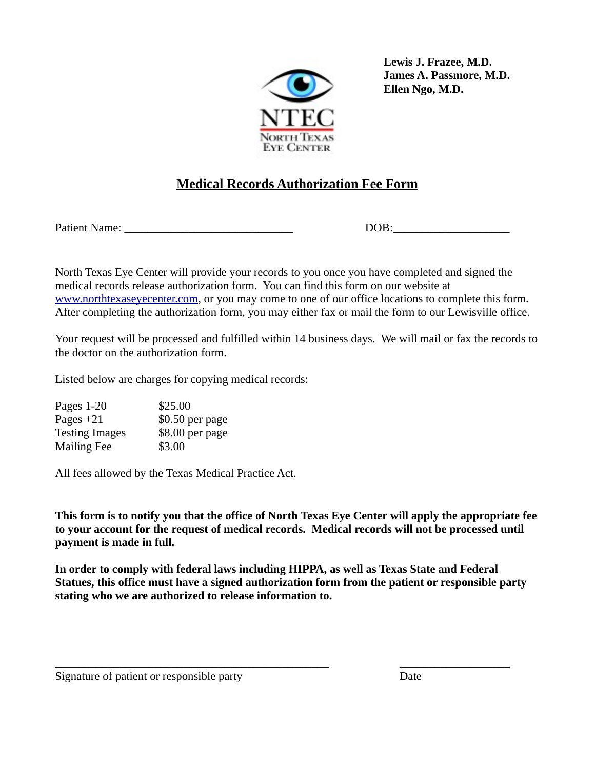NTEC
North Texas
Eye Center

**Lewis J. Frazee, M.D.**
**James A. Passmore, M.D.**
**Ellen Ngo, M.D.**

# Medical Records Authorization Fee Form

Patient Name: _____________________________ DOB:___________________

North Texas Eye Center will provide your records to you once you have completed and signed the medical records release authorization form. You can find this form on our website at www.northtexaseyecenter.com, or you may come to one of our office locations to complete this form. After completing the authorization form, you may either fax or mail the form to our Lewisville office.

Your request will be processed and fulfilled within 14 business days. We will mail or fax the records to the doctor on the authorization form.

Listed below are charges for copying medical records:

| | |
|---|---|
| Pages 1-20 | $25.00 |
| Pages +21 | $0.50 per page |
| Testing Images | $8.00 per page |
| Mailing Fee | $3.00 |

All fees allowed by the Texas Medical Practice Act.

**This form is to notify you that the office of North Texas Eye Center will apply the appropriate fee to your account for the request of medical records. Medical records will not be processed until payment is made in full.**

**In order to comply with federal laws including HIPPA, as well as Texas State and Federal Statues, this office must have a signed authorization form from the patient or responsible party stating who we are authorized to release information to.**

______________________________________________ ___________________

Signature of patient or responsible party Date